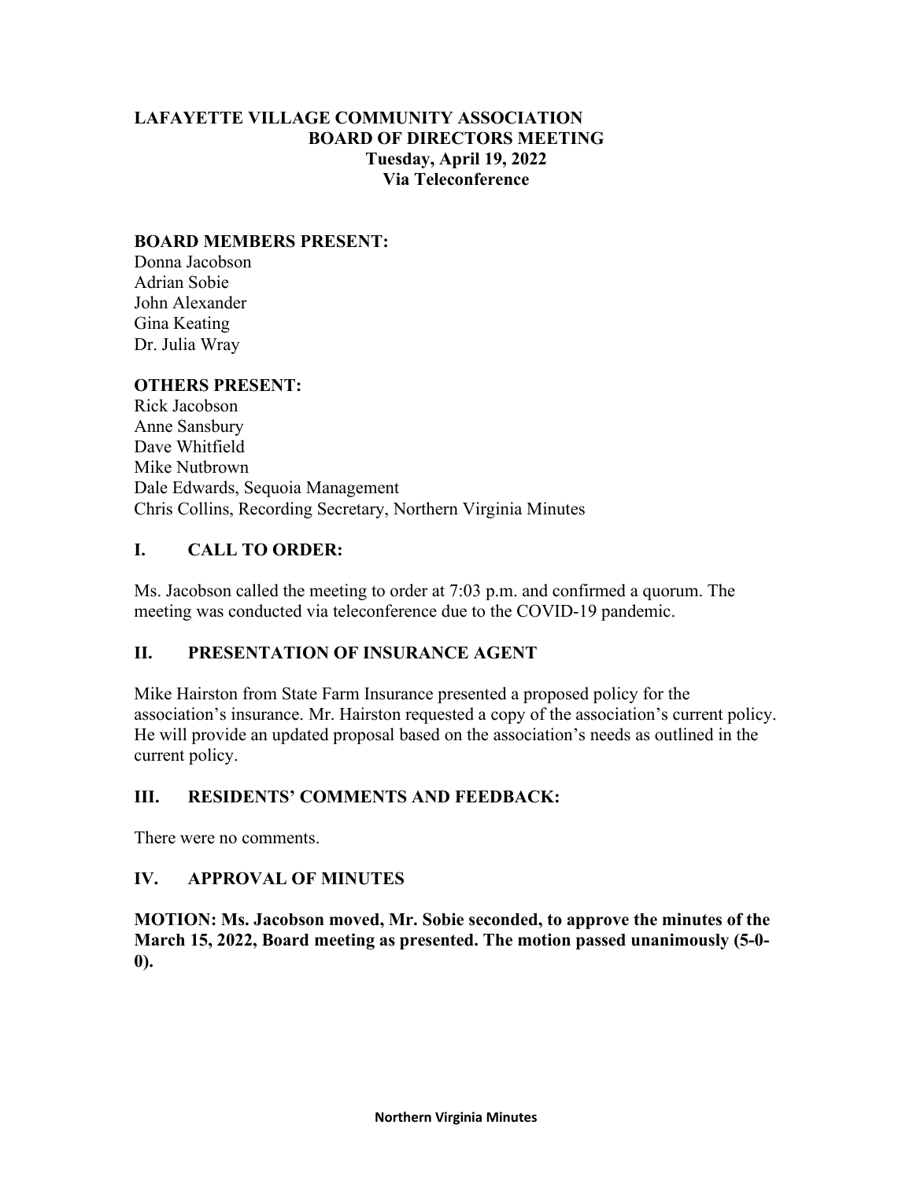# LAFAYETTE VILLAGE COMMUNITY ASSOCIATION
## BOARD OF DIRECTORS MEETING
### Tuesday, April 19, 2022
### Via Teleconference

**BOARD MEMBERS PRESENT:**
Donna Jacobson
Adrian Sobie
John Alexander
Gina Keating
Dr. Julia Wray

**OTHERS PRESENT:**
Rick Jacobson
Anne Sansbury
Dave Whitfield
Mike Nutbrown
Dale Edwards, Sequoia Management
Chris Collins, Recording Secretary, Northern Virginia Minutes

## I. CALL TO ORDER:

Ms. Jacobson called the meeting to order at 7:03 p.m. and confirmed a quorum. The meeting was conducted via teleconference due to the COVID-19 pandemic.

## II. PRESENTATION OF INSURANCE AGENT

Mike Hairston from State Farm Insurance presented a proposed policy for the association's insurance. Mr. Hairston requested a copy of the association's current policy. He will provide an updated proposal based on the association's needs as outlined in the current policy.

## III. RESIDENTS' COMMENTS AND FEEDBACK:

There were no comments.

## IV. APPROVAL OF MINUTES

**MOTION: Ms. Jacobson moved, Mr. Sobie seconded, to approve the minutes of the March 15, 2022, Board meeting as presented. The motion passed unanimously (5-0-0).**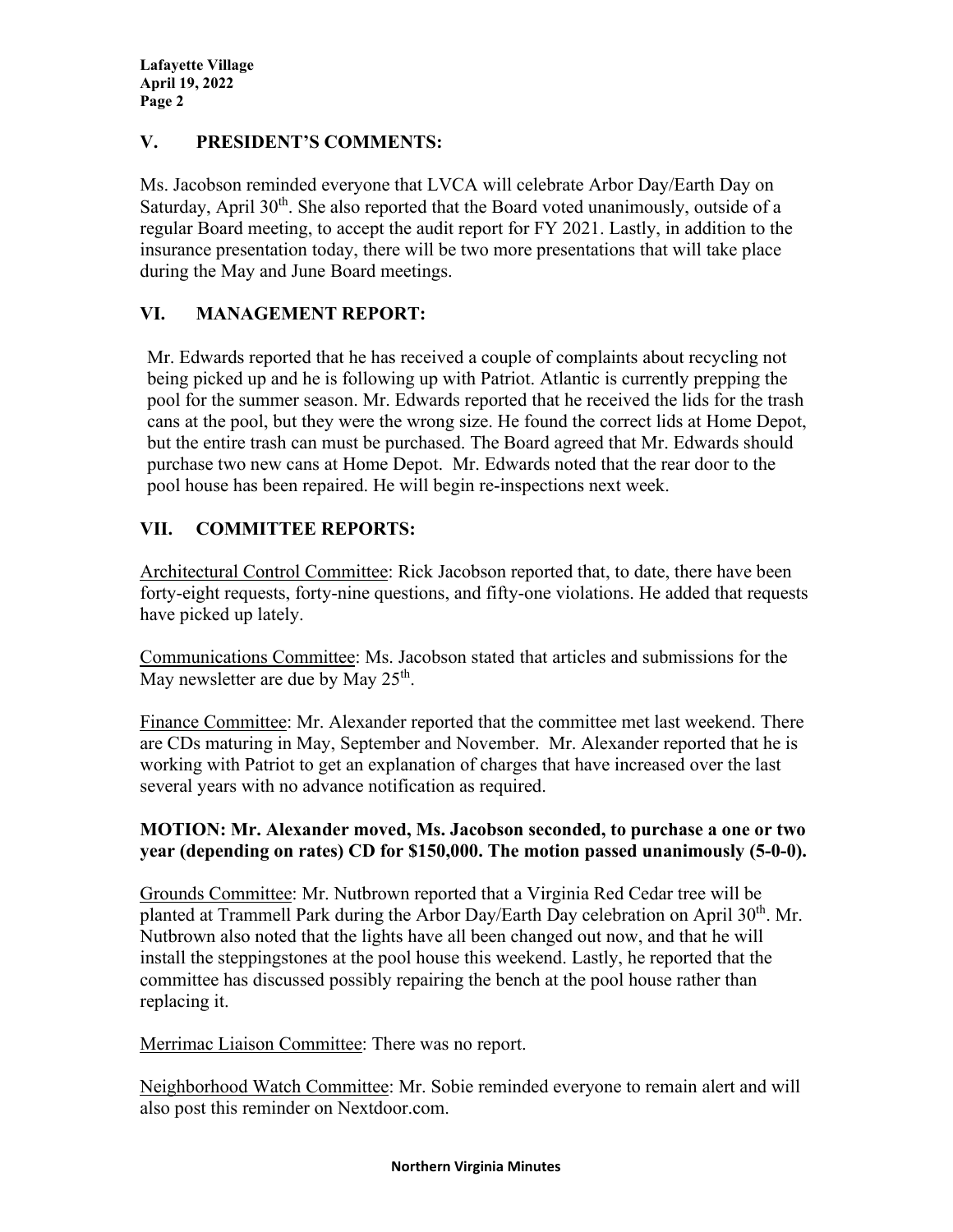## V. PRESIDENT'S COMMENTS:

Ms. Jacobson reminded everyone that LVCA will celebrate Arbor Day/Earth Day on Saturday, April 30th. She also reported that the Board voted unanimously, outside of a regular Board meeting, to accept the audit report for FY 2021. Lastly, in addition to the insurance presentation today, there will be two more presentations that will take place during the May and June Board meetings.

## VI. MANAGEMENT REPORT:

Mr. Edwards reported that he has received a couple of complaints about recycling not being picked up and he is following up with Patriot. Atlantic is currently prepping the pool for the summer season. Mr. Edwards reported that he received the lids for the trash cans at the pool, but they were the wrong size. He found the correct lids at Home Depot, but the entire trash can must be purchased. The Board agreed that Mr. Edwards should purchase two new cans at Home Depot. Mr. Edwards noted that the rear door to the pool house has been repaired. He will begin re-inspections next week.

## VII. COMMITTEE REPORTS:

Architectural Control Committee: Rick Jacobson reported that, to date, there have been forty-eight requests, forty-nine questions, and fifty-one violations. He added that requests have picked up lately.

Communications Committee: Ms. Jacobson stated that articles and submissions for the May newsletter are due by May 25th.

Finance Committee: Mr. Alexander reported that the committee met last weekend. There are CDs maturing in May, September and November. Mr. Alexander reported that he is working with Patriot to get an explanation of charges that have increased over the last several years with no advance notification as required.

**MOTION: Mr. Alexander moved, Ms. Jacobson seconded, to purchase a one or two year (depending on rates) CD for $150,000. The motion passed unanimously (5-0-0).**

Grounds Committee: Mr. Nutbrown reported that a Virginia Red Cedar tree will be planted at Trammell Park during the Arbor Day/Earth Day celebration on April 30th. Mr. Nutbrown also noted that the lights have all been changed out now, and that he will install the steppingstones at the pool house this weekend. Lastly, he reported that the committee has discussed possibly repairing the bench at the pool house rather than replacing it.

Merrimac Liaison Committee: There was no report.

Neighborhood Watch Committee: Mr. Sobie reminded everyone to remain alert and will also post this reminder on Nextdoor.com.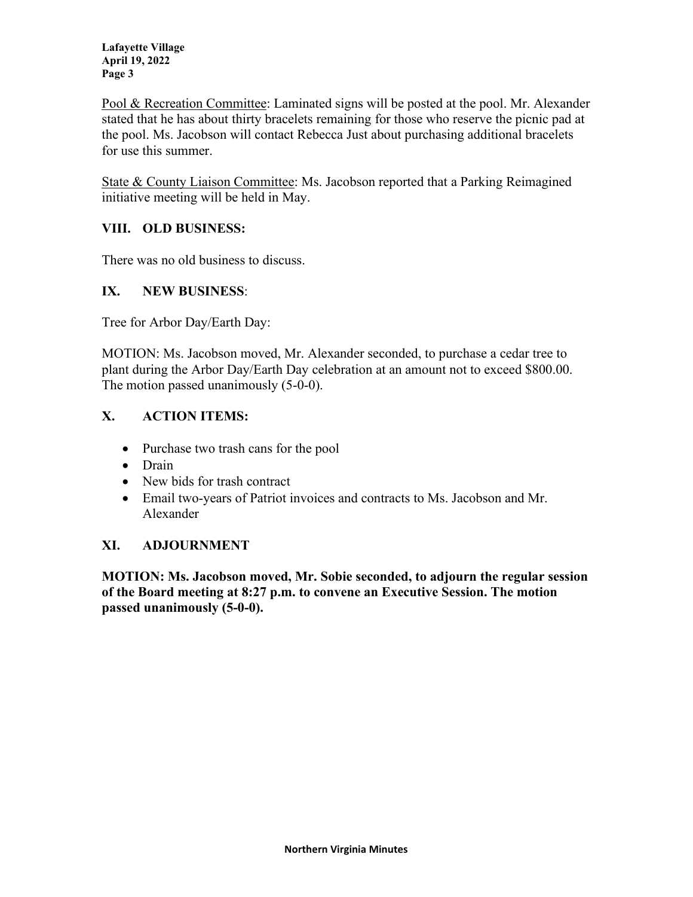Pool & Recreation Committee: Laminated signs will be posted at the pool. Mr. Alexander stated that he has about thirty bracelets remaining for those who reserve the picnic pad at the pool. Ms. Jacobson will contact Rebecca Just about purchasing additional bracelets for use this summer.

State & County Liaison Committee: Ms. Jacobson reported that a Parking Reimagined initiative meeting will be held in May.

## VIII. OLD BUSINESS:

There was no old business to discuss.

## IX. NEW BUSINESS:

Tree for Arbor Day/Earth Day:

MOTION: Ms. Jacobson moved, Mr. Alexander seconded, to purchase a cedar tree to plant during the Arbor Day/Earth Day celebration at an amount not to exceed $800.00. The motion passed unanimously (5-0-0).

## X. ACTION ITEMS:

- Purchase two trash cans for the pool
- Drain
- New bids for trash contract
- Email two-years of Patriot invoices and contracts to Ms. Jacobson and Mr. Alexander

## XI. ADJOURNMENT

**MOTION: Ms. Jacobson moved, Mr. Sobie seconded, to adjourn the regular session of the Board meeting at 8:27 p.m. to convene an Executive Session. The motion passed unanimously (5-0-0).**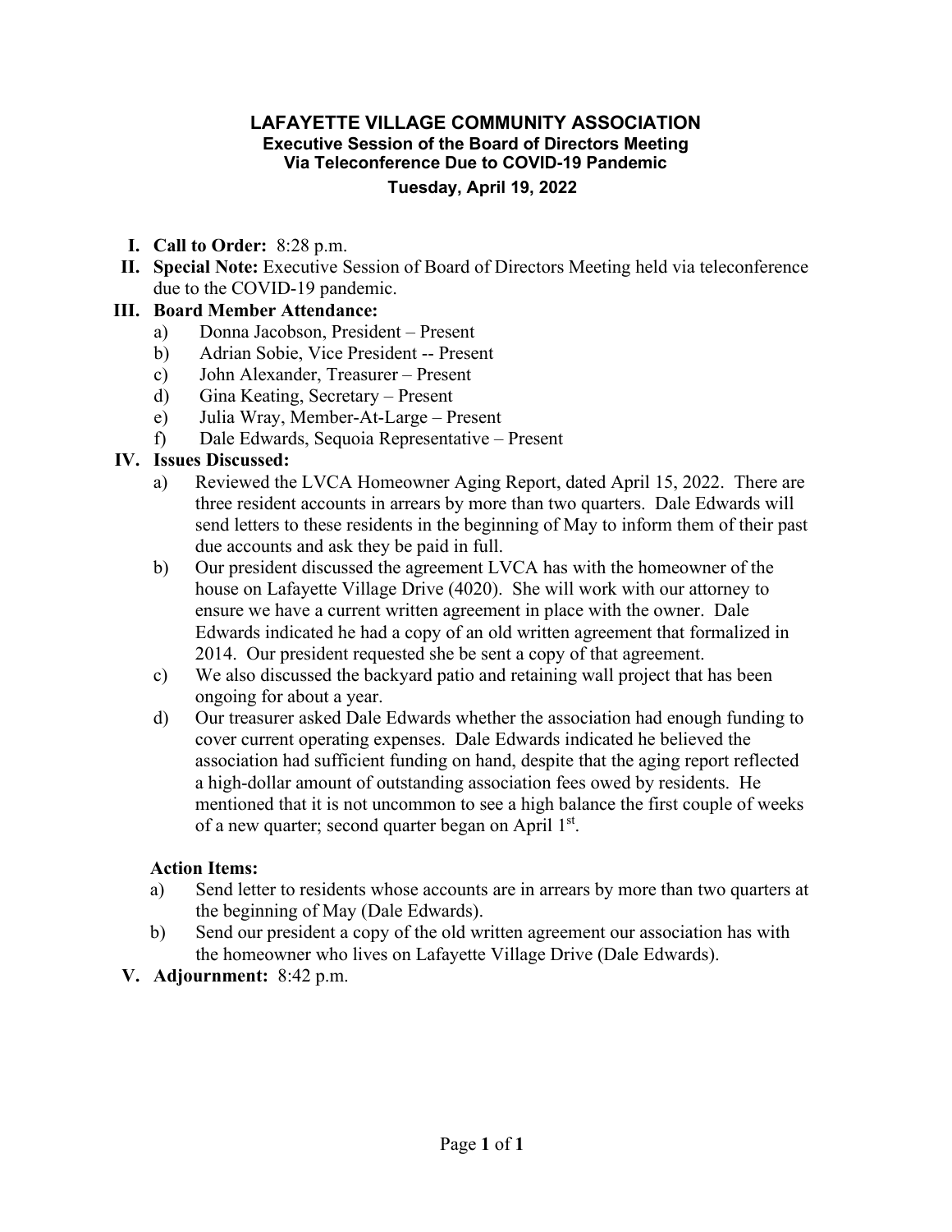# LAFAYETTE VILLAGE COMMUNITY ASSOCIATION

## Executive Session of the Board of Directors Meeting
## Via Teleconference Due to COVID-19 Pandemic
## Tuesday, April 19, 2022

I. **Call to Order:** 8:28 p.m.

II. **Special Note:** Executive Session of Board of Directors Meeting held via teleconference due to the COVID-19 pandemic.

III. **Board Member Attendance:**
   a) Donna Jacobson, President – Present
   b) Adrian Sobie, Vice President -- Present
   c) John Alexander, Treasurer – Present
   d) Gina Keating, Secretary – Present
   e) Julia Wray, Member-At-Large – Present
   f) Dale Edwards, Sequoia Representative – Present

IV. **Issues Discussed:**
   a) Reviewed the LVCA Homeowner Aging Report, dated April 15, 2022. There are three resident accounts in arrears by more than two quarters. Dale Edwards will send letters to these residents in the beginning of May to inform them of their past due accounts and ask they be paid in full.
   b) Our president discussed the agreement LVCA has with the homeowner of the house on Lafayette Village Drive (4020). She will work with our attorney to ensure we have a current written agreement in place with the owner. Dale Edwards indicated he had a copy of an old written agreement that formalized in 2014. Our president requested she be sent a copy of that agreement.
   c) We also discussed the backyard patio and retaining wall project that has been ongoing for about a year.
   d) Our treasurer asked Dale Edwards whether the association had enough funding to cover current operating expenses. Dale Edwards indicated he believed the association had sufficient funding on hand, despite that the aging report reflected a high-dollar amount of outstanding association fees owed by residents. He mentioned that it is not uncommon to see a high balance the first couple of weeks of a new quarter; second quarter began on April 1st.

   **Action Items:**
   a) Send letter to residents whose accounts are in arrears by more than two quarters at the beginning of May (Dale Edwards).
   b) Send our president a copy of the old written agreement our association has with the homeowner who lives on Lafayette Village Drive (Dale Edwards).

V. **Adjournment:** 8:42 p.m.